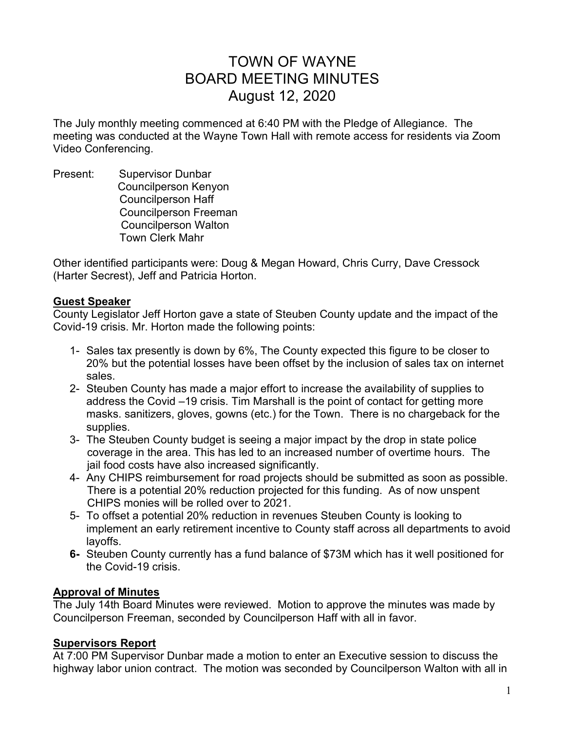# TOWN OF WAYNE
# BOARD MEETING MINUTES
# August 12, 2020

The July monthly meeting commenced at 6:40 PM with the Pledge of Allegiance. The meeting was conducted at the Wayne Town Hall with remote access for residents via Zoom Video Conferencing.

Present: Supervisor Dunbar
Councilperson Kenyon
Councilperson Haff
Councilperson Freeman
Councilperson Walton
Town Clerk Mahr

Other identified participants were: Doug & Megan Howard, Chris Curry, Dave Cressock (Harter Secrest), Jeff and Patricia Horton.

**Guest Speaker**

County Legislator Jeff Horton gave a state of Steuben County update and the impact of the Covid-19 crisis. Mr. Horton made the following points:

1- Sales tax presently is down by 6%, The County expected this figure to be closer to 20% but the potential losses have been offset by the inclusion of sales tax on internet sales.
2- Steuben County has made a major effort to increase the availability of supplies to address the Covid –19 crisis. Tim Marshall is the point of contact for getting more masks. sanitizers, gloves, gowns (etc.) for the Town. There is no chargeback for the supplies.
3- The Steuben County budget is seeing a major impact by the drop in state police coverage in the area. This has led to an increased number of overtime hours. The jail food costs have also increased significantly.
4- Any CHIPS reimbursement for road projects should be submitted as soon as possible. There is a potential 20% reduction projected for this funding. As of now unspent CHIPS monies will be rolled over to 2021.
5- To offset a potential 20% reduction in revenues Steuben County is looking to implement an early retirement incentive to County staff across all departments to avoid layoffs.
**6-** Steuben County currently has a fund balance of $73M which has it well positioned for the Covid-19 crisis.

**Approval of Minutes**

The July 14th Board Minutes were reviewed. Motion to approve the minutes was made by Councilperson Freeman, seconded by Councilperson Haff with all in favor.

**Supervisors Report**

At 7:00 PM Supervisor Dunbar made a motion to enter an Executive session to discuss the highway labor union contract. The motion was seconded by Councilperson Walton with all in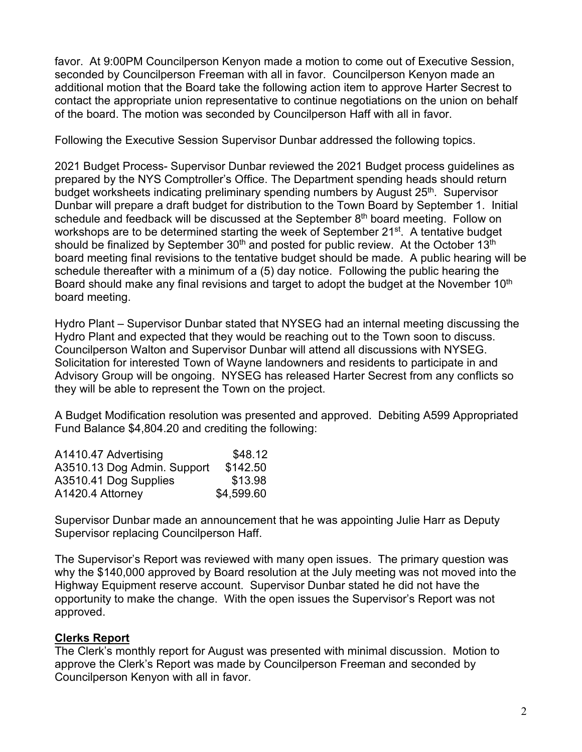favor. At 9:00PM Councilperson Kenyon made a motion to come out of Executive Session, seconded by Councilperson Freeman with all in favor. Councilperson Kenyon made an additional motion that the Board take the following action item to approve Harter Secrest to contact the appropriate union representative to continue negotiations on the union on behalf of the board. The motion was seconded by Councilperson Haff with all in favor.

Following the Executive Session Supervisor Dunbar addressed the following topics.

2021 Budget Process- Supervisor Dunbar reviewed the 2021 Budget process guidelines as prepared by the NYS Comptroller's Office. The Department spending heads should return budget worksheets indicating preliminary spending numbers by August 25th. Supervisor Dunbar will prepare a draft budget for distribution to the Town Board by September 1. Initial schedule and feedback will be discussed at the September 8th board meeting. Follow on workshops are to be determined starting the week of September 21st. A tentative budget should be finalized by September 30th and posted for public review. At the October 13th board meeting final revisions to the tentative budget should be made. A public hearing will be schedule thereafter with a minimum of a (5) day notice. Following the public hearing the Board should make any final revisions and target to adopt the budget at the November 10th board meeting.

Hydro Plant – Supervisor Dunbar stated that NYSEG had an internal meeting discussing the Hydro Plant and expected that they would be reaching out to the Town soon to discuss. Councilperson Walton and Supervisor Dunbar will attend all discussions with NYSEG. Solicitation for interested Town of Wayne landowners and residents to participate in and Advisory Group will be ongoing. NYSEG has released Harter Secrest from any conflicts so they will be able to represent the Town on the project.

A Budget Modification resolution was presented and approved. Debiting A599 Appropriated Fund Balance $4,804.20 and crediting the following:

| | |
|---|---|
| A1410.47 Advertising | $48.12 |
| A3510.13 Dog Admin. Support | $142.50 |
| A3510.41 Dog Supplies | $13.98 |
| A1420.4 Attorney | $4,599.60 |

Supervisor Dunbar made an announcement that he was appointing Julie Harr as Deputy Supervisor replacing Councilperson Haff.

The Supervisor's Report was reviewed with many open issues. The primary question was why the $140,000 approved by Board resolution at the July meeting was not moved into the Highway Equipment reserve account. Supervisor Dunbar stated he did not have the opportunity to make the change. With the open issues the Supervisor's Report was not approved.

## **Clerks Report**

The Clerk's monthly report for August was presented with minimal discussion. Motion to approve the Clerk's Report was made by Councilperson Freeman and seconded by Councilperson Kenyon with all in favor.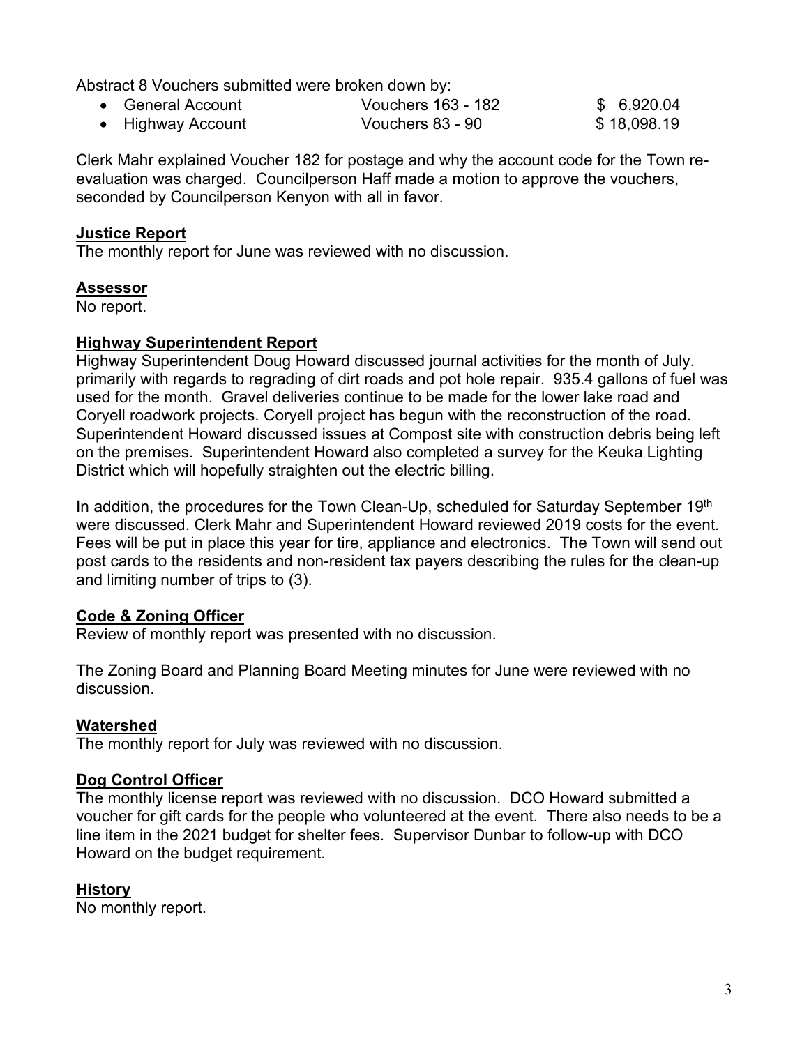Abstract 8 Vouchers submitted were broken down by:

- General Account Vouchers 163 - 182 $ 6,920.04
- Highway Account Vouchers 83 - 90 $ 18,098.19

Clerk Mahr explained Voucher 182 for postage and why the account code for the Town re-evaluation was charged. Councilperson Haff made a motion to approve the vouchers, seconded by Councilperson Kenyon with all in favor.

**Justice Report**

The monthly report for June was reviewed with no discussion.

**Assessor**

No report.

**Highway Superintendent Report**

Highway Superintendent Doug Howard discussed journal activities for the month of July. primarily with regards to regrading of dirt roads and pot hole repair. 935.4 gallons of fuel was used for the month. Gravel deliveries continue to be made for the lower lake road and Coryell roadwork projects. Coryell project has begun with the reconstruction of the road. Superintendent Howard discussed issues at Compost site with construction debris being left on the premises. Superintendent Howard also completed a survey for the Keuka Lighting District which will hopefully straighten out the electric billing.

In addition, the procedures for the Town Clean-Up, scheduled for Saturday September 19th were discussed. Clerk Mahr and Superintendent Howard reviewed 2019 costs for the event. Fees will be put in place this year for tire, appliance and electronics. The Town will send out post cards to the residents and non-resident tax payers describing the rules for the clean-up and limiting number of trips to (3).

**Code & Zoning Officer**

Review of monthly report was presented with no discussion.

The Zoning Board and Planning Board Meeting minutes for June were reviewed with no discussion.

**Watershed**

The monthly report for July was reviewed with no discussion.

**Dog Control Officer**

The monthly license report was reviewed with no discussion. DCO Howard submitted a voucher for gift cards for the people who volunteered at the event. There also needs to be a line item in the 2021 budget for shelter fees. Supervisor Dunbar to follow-up with DCO Howard on the budget requirement.

**History**

No monthly report.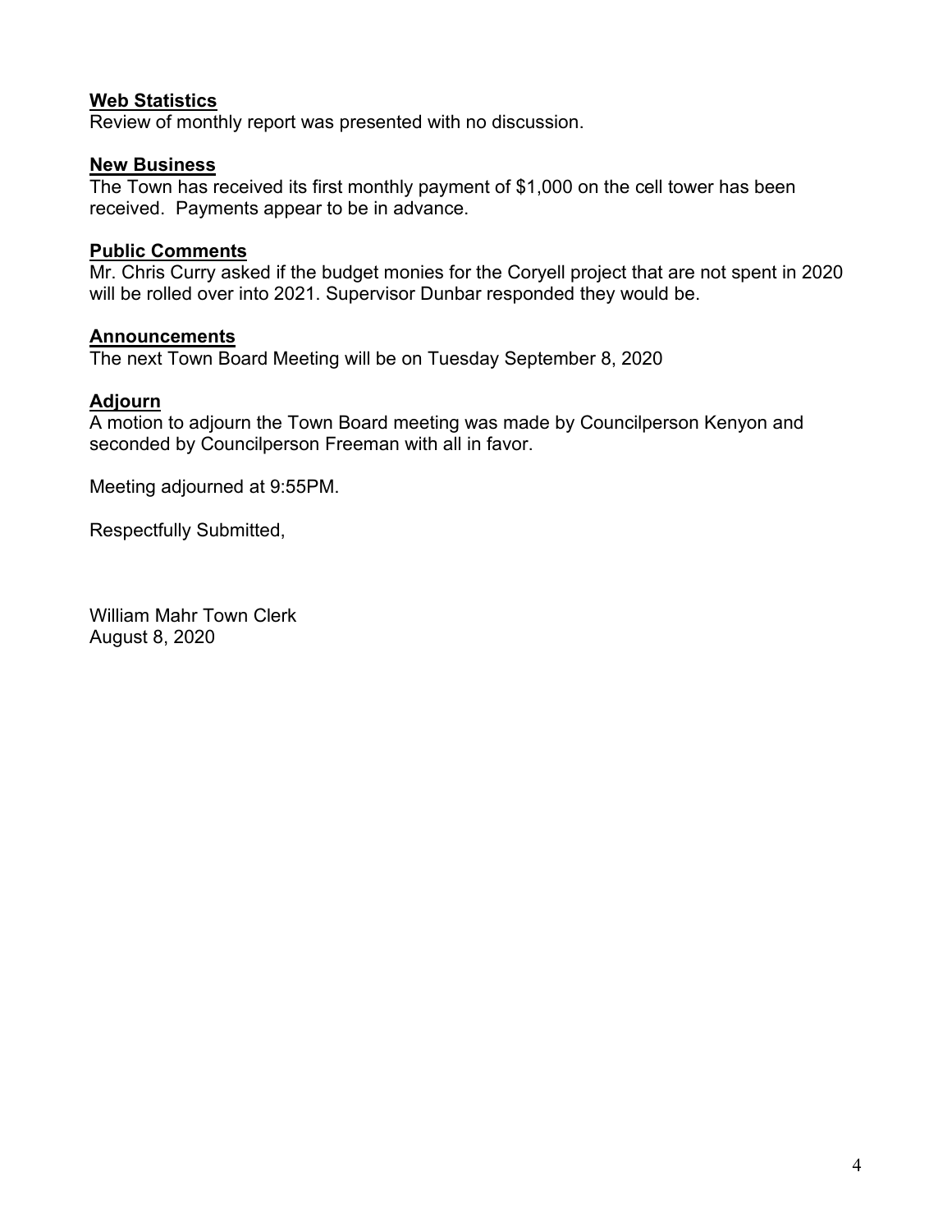**Web Statistics**

Review of monthly report was presented with no discussion.

**New Business**

The Town has received its first monthly payment of $1,000 on the cell tower has been received. Payments appear to be in advance.

**Public Comments**

Mr. Chris Curry asked if the budget monies for the Coryell project that are not spent in 2020 will be rolled over into 2021. Supervisor Dunbar responded they would be.

**Announcements**

The next Town Board Meeting will be on Tuesday September 8, 2020

**Adjourn**

A motion to adjourn the Town Board meeting was made by Councilperson Kenyon and seconded by Councilperson Freeman with all in favor.

Meeting adjourned at 9:55PM.

Respectfully Submitted,

William Mahr Town Clerk
August 8, 2020